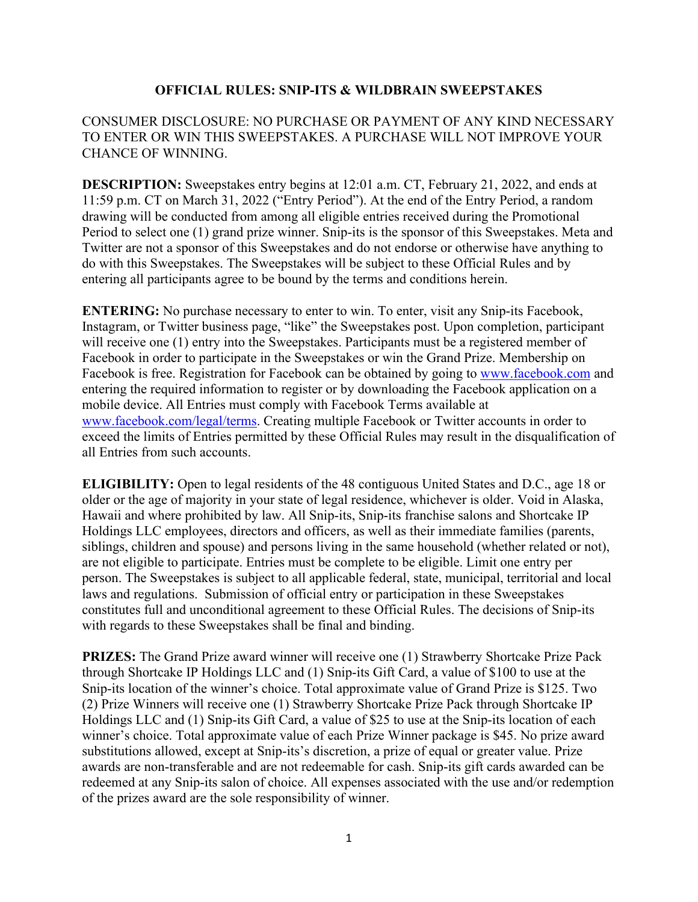# OFFICIAL RULES: SNIP-ITS & WILDBRAIN SWEEPSTAKES

CONSUMER DISCLOSURE: NO PURCHASE OR PAYMENT OF ANY KIND NECESSARY TO ENTER OR WIN THIS SWEEPSTAKES. A PURCHASE WILL NOT IMPROVE YOUR CHANCE OF WINNING.

**DESCRIPTION:** Sweepstakes entry begins at 12:01 a.m. CT, February 21, 2022, and ends at 11:59 p.m. CT on March 31, 2022 ("Entry Period"). At the end of the Entry Period, a random drawing will be conducted from among all eligible entries received during the Promotional Period to select one (1) grand prize winner. Snip-its is the sponsor of this Sweepstakes. Meta and Twitter are not a sponsor of this Sweepstakes and do not endorse or otherwise have anything to do with this Sweepstakes. The Sweepstakes will be subject to these Official Rules and by entering all participants agree to be bound by the terms and conditions herein.

**ENTERING:** No purchase necessary to enter to win. To enter, visit any Snip-its Facebook, Instagram, or Twitter business page, "like" the Sweepstakes post. Upon completion, participant will receive one (1) entry into the Sweepstakes. Participants must be a registered member of Facebook in order to participate in the Sweepstakes or win the Grand Prize. Membership on Facebook is free. Registration for Facebook can be obtained by going to [www.facebook.com](http://www.facebook.com) and entering the required information to register or by downloading the Facebook application on a mobile device. All Entries must comply with Facebook Terms available at [www.facebook.com/legal/terms](http://www.facebook.com/legal/terms). Creating multiple Facebook or Twitter accounts in order to exceed the limits of Entries permitted by these Official Rules may result in the disqualification of all Entries from such accounts.

**ELIGIBILITY:** Open to legal residents of the 48 contiguous United States and D.C., age 18 or older or the age of majority in your state of legal residence, whichever is older. Void in Alaska, Hawaii and where prohibited by law. All Snip-its, Snip-its franchise salons and Shortcake IP Holdings LLC employees, directors and officers, as well as their immediate families (parents, siblings, children and spouse) and persons living in the same household (whether related or not), are not eligible to participate. Entries must be complete to be eligible. Limit one entry per person. The Sweepstakes is subject to all applicable federal, state, municipal, territorial and local laws and regulations. Submission of official entry or participation in these Sweepstakes constitutes full and unconditional agreement to these Official Rules. The decisions of Snip-its with regards to these Sweepstakes shall be final and binding.

**PRIZES:** The Grand Prize award winner will receive one (1) Strawberry Shortcake Prize Pack through Shortcake IP Holdings LLC and (1) Snip-its Gift Card, a value of $100 to use at the Snip-its location of the winner's choice. Total approximate value of Grand Prize is $125. Two (2) Prize Winners will receive one (1) Strawberry Shortcake Prize Pack through Shortcake IP Holdings LLC and (1) Snip-its Gift Card, a value of $25 to use at the Snip-its location of each winner's choice. Total approximate value of each Prize Winner package is $45. No prize award substitutions allowed, except at Snip-its's discretion, a prize of equal or greater value. Prize awards are non-transferable and are not redeemable for cash. Snip-its gift cards awarded can be redeemed at any Snip-its salon of choice. All expenses associated with the use and/or redemption of the prizes award are the sole responsibility of winner.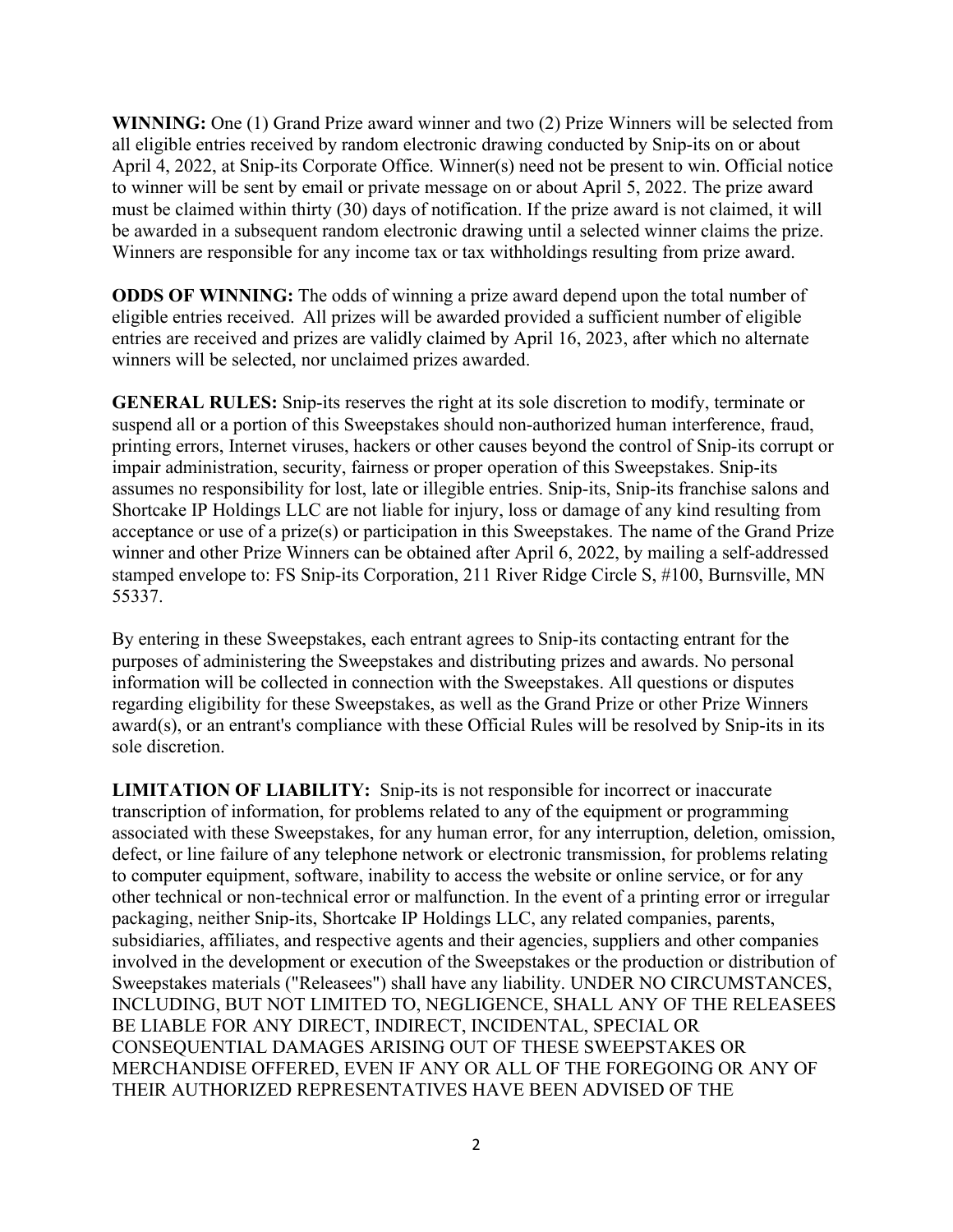**WINNING:** One (1) Grand Prize award winner and two (2) Prize Winners will be selected from all eligible entries received by random electronic drawing conducted by Snip-its on or about April 4, 2022, at Snip-its Corporate Office. Winner(s) need not be present to win. Official notice to winner will be sent by email or private message on or about April 5, 2022. The prize award must be claimed within thirty (30) days of notification. If the prize award is not claimed, it will be awarded in a subsequent random electronic drawing until a selected winner claims the prize. Winners are responsible for any income tax or tax withholdings resulting from prize award.

**ODDS OF WINNING:** The odds of winning a prize award depend upon the total number of eligible entries received. All prizes will be awarded provided a sufficient number of eligible entries are received and prizes are validly claimed by April 16, 2023, after which no alternate winners will be selected, nor unclaimed prizes awarded.

**GENERAL RULES:** Snip-its reserves the right at its sole discretion to modify, terminate or suspend all or a portion of this Sweepstakes should non-authorized human interference, fraud, printing errors, Internet viruses, hackers or other causes beyond the control of Snip-its corrupt or impair administration, security, fairness or proper operation of this Sweepstakes. Snip-its assumes no responsibility for lost, late or illegible entries. Snip-its, Snip-its franchise salons and Shortcake IP Holdings LLC are not liable for injury, loss or damage of any kind resulting from acceptance or use of a prize(s) or participation in this Sweepstakes. The name of the Grand Prize winner and other Prize Winners can be obtained after April 6, 2022, by mailing a self-addressed stamped envelope to: FS Snip-its Corporation, 211 River Ridge Circle S, #100, Burnsville, MN 55337.

By entering in these Sweepstakes, each entrant agrees to Snip-its contacting entrant for the purposes of administering the Sweepstakes and distributing prizes and awards. No personal information will be collected in connection with the Sweepstakes. All questions or disputes regarding eligibility for these Sweepstakes, as well as the Grand Prize or other Prize Winners award(s), or an entrant's compliance with these Official Rules will be resolved by Snip-its in its sole discretion.

**LIMITATION OF LIABILITY:** Snip-its is not responsible for incorrect or inaccurate transcription of information, for problems related to any of the equipment or programming associated with these Sweepstakes, for any human error, for any interruption, deletion, omission, defect, or line failure of any telephone network or electronic transmission, for problems relating to computer equipment, software, inability to access the website or online service, or for any other technical or non-technical error or malfunction. In the event of a printing error or irregular packaging, neither Snip-its, Shortcake IP Holdings LLC, any related companies, parents, subsidiaries, affiliates, and respective agents and their agencies, suppliers and other companies involved in the development or execution of the Sweepstakes or the production or distribution of Sweepstakes materials ("Releasees") shall have any liability. UNDER NO CIRCUMSTANCES, INCLUDING, BUT NOT LIMITED TO, NEGLIGENCE, SHALL ANY OF THE RELEASEES BE LIABLE FOR ANY DIRECT, INDIRECT, INCIDENTAL, SPECIAL OR CONSEQUENTIAL DAMAGES ARISING OUT OF THESE SWEEPSTAKES OR MERCHANDISE OFFERED, EVEN IF ANY OR ALL OF THE FOREGOING OR ANY OF THEIR AUTHORIZED REPRESENTATIVES HAVE BEEN ADVISED OF THE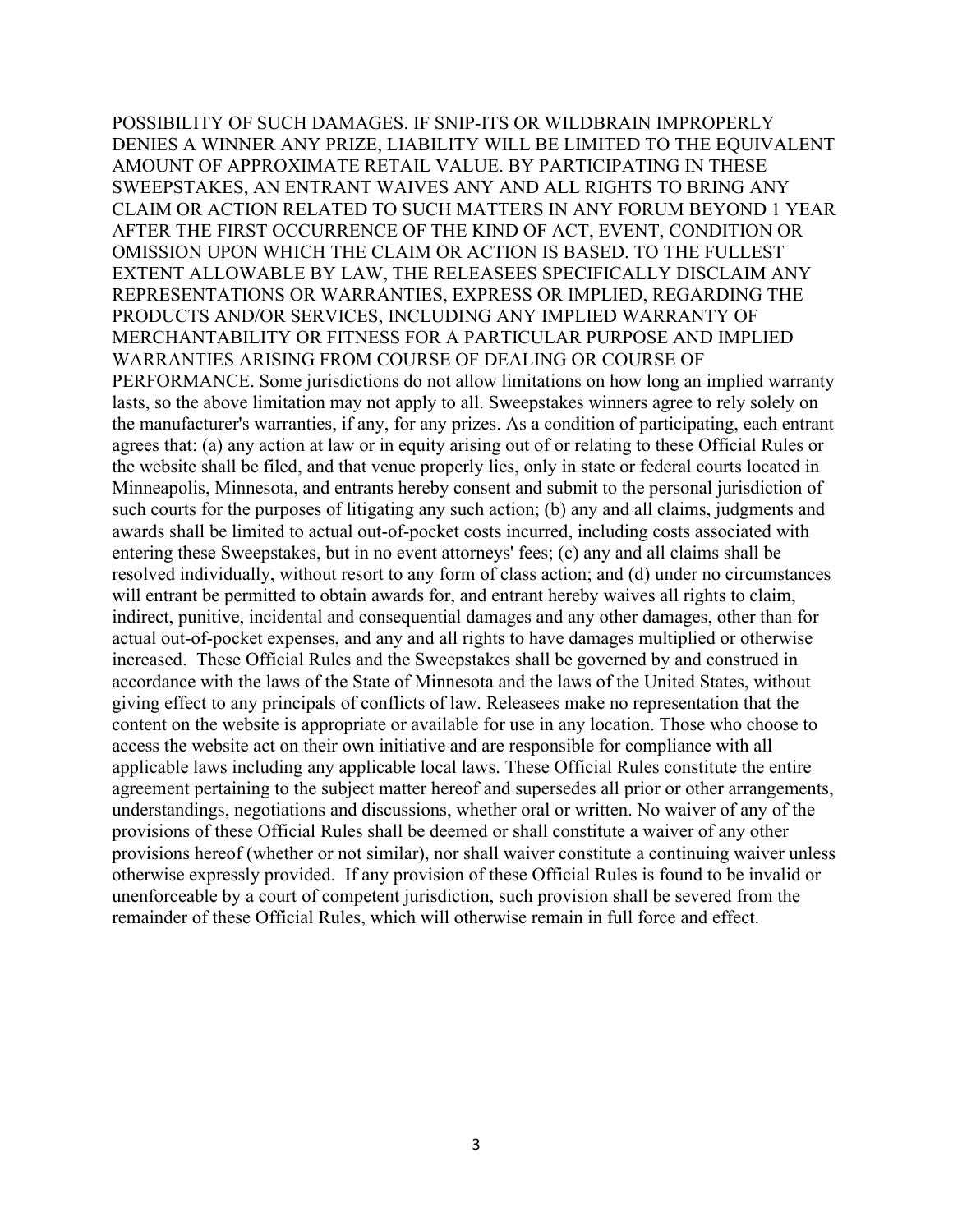POSSIBILITY OF SUCH DAMAGES. IF SNIP-ITS OR WILDBRAIN IMPROPERLY DENIES A WINNER ANY PRIZE, LIABILITY WILL BE LIMITED TO THE EQUIVALENT AMOUNT OF APPROXIMATE RETAIL VALUE. BY PARTICIPATING IN THESE SWEEPSTAKES, AN ENTRANT WAIVES ANY AND ALL RIGHTS TO BRING ANY CLAIM OR ACTION RELATED TO SUCH MATTERS IN ANY FORUM BEYOND 1 YEAR AFTER THE FIRST OCCURRENCE OF THE KIND OF ACT, EVENT, CONDITION OR OMISSION UPON WHICH THE CLAIM OR ACTION IS BASED. TO THE FULLEST EXTENT ALLOWABLE BY LAW, THE RELEASEES SPECIFICALLY DISCLAIM ANY REPRESENTATIONS OR WARRANTIES, EXPRESS OR IMPLIED, REGARDING THE PRODUCTS AND/OR SERVICES, INCLUDING ANY IMPLIED WARRANTY OF MERCHANTABILITY OR FITNESS FOR A PARTICULAR PURPOSE AND IMPLIED WARRANTIES ARISING FROM COURSE OF DEALING OR COURSE OF PERFORMANCE. Some jurisdictions do not allow limitations on how long an implied warranty lasts, so the above limitation may not apply to all. Sweepstakes winners agree to rely solely on the manufacturer's warranties, if any, for any prizes. As a condition of participating, each entrant agrees that: (a) any action at law or in equity arising out of or relating to these Official Rules or the website shall be filed, and that venue properly lies, only in state or federal courts located in Minneapolis, Minnesota, and entrants hereby consent and submit to the personal jurisdiction of such courts for the purposes of litigating any such action; (b) any and all claims, judgments and awards shall be limited to actual out-of-pocket costs incurred, including costs associated with entering these Sweepstakes, but in no event attorneys' fees; (c) any and all claims shall be resolved individually, without resort to any form of class action; and (d) under no circumstances will entrant be permitted to obtain awards for, and entrant hereby waives all rights to claim, indirect, punitive, incidental and consequential damages and any other damages, other than for actual out-of-pocket expenses, and any and all rights to have damages multiplied or otherwise increased. These Official Rules and the Sweepstakes shall be governed by and construed in accordance with the laws of the State of Minnesota and the laws of the United States, without giving effect to any principals of conflicts of law. Releasees make no representation that the content on the website is appropriate or available for use in any location. Those who choose to access the website act on their own initiative and are responsible for compliance with all applicable laws including any applicable local laws. These Official Rules constitute the entire agreement pertaining to the subject matter hereof and supersedes all prior or other arrangements, understandings, negotiations and discussions, whether oral or written. No waiver of any of the provisions of these Official Rules shall be deemed or shall constitute a waiver of any other provisions hereof (whether or not similar), nor shall waiver constitute a continuing waiver unless otherwise expressly provided. If any provision of these Official Rules is found to be invalid or unenforceable by a court of competent jurisdiction, such provision shall be severed from the remainder of these Official Rules, which will otherwise remain in full force and effect.